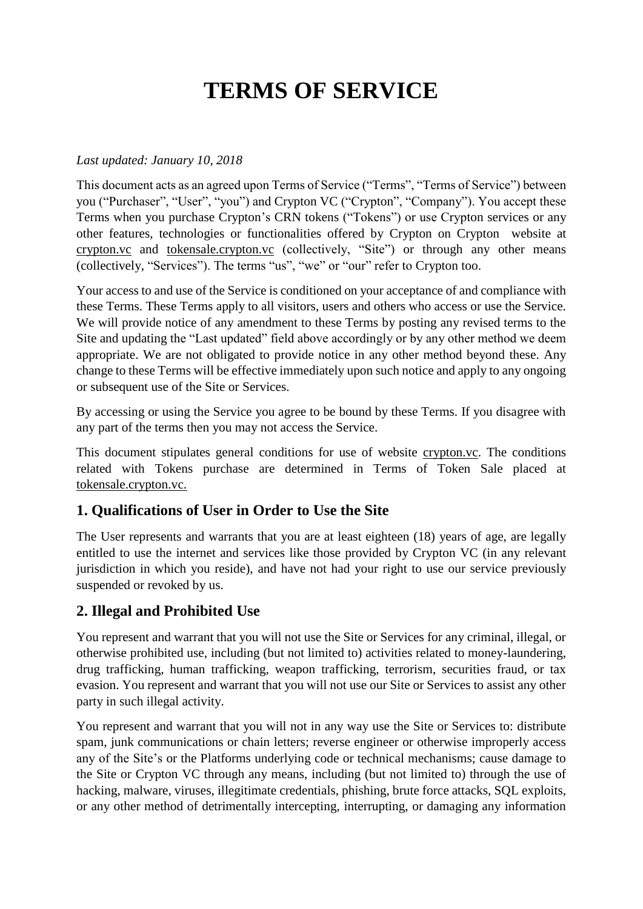# TERMS OF SERVICE

*Last updated: January 10, 2018*

This document acts as an agreed upon Terms of Service ("Terms", "Terms of Service") between you ("Purchaser", "User", "you") and Crypton VC ("Crypton", "Company"). You accept these Terms when you purchase Crypton's CRN tokens ("Tokens") or use Crypton services or any other features, technologies or functionalities offered by Crypton on Crypton website at crypton.vc and tokensale.crypton.vc (collectively, "Site") or through any other means (collectively, "Services"). The terms "us", "we" or "our" refer to Crypton too.

Your access to and use of the Service is conditioned on your acceptance of and compliance with these Terms. These Terms apply to all visitors, users and others who access or use the Service. We will provide notice of any amendment to these Terms by posting any revised terms to the Site and updating the "Last updated" field above accordingly or by any other method we deem appropriate. We are not obligated to provide notice in any other method beyond these. Any change to these Terms will be effective immediately upon such notice and apply to any ongoing or subsequent use of the Site or Services.

By accessing or using the Service you agree to be bound by these Terms. If you disagree with any part of the terms then you may not access the Service.

This document stipulates general conditions for use of website crypton.vc. The conditions related with Tokens purchase are determined in Terms of Token Sale placed at tokensale.crypton.vc.

## 1. Qualifications of User in Order to Use the Site

The User represents and warrants that you are at least eighteen (18) years of age, are legally entitled to use the internet and services like those provided by Crypton VC (in any relevant jurisdiction in which you reside), and have not had your right to use our service previously suspended or revoked by us.

## 2. Illegal and Prohibited Use

You represent and warrant that you will not use the Site or Services for any criminal, illegal, or otherwise prohibited use, including (but not limited to) activities related to money-laundering, drug trafficking, human trafficking, weapon trafficking, terrorism, securities fraud, or tax evasion. You represent and warrant that you will not use our Site or Services to assist any other party in such illegal activity.

You represent and warrant that you will not in any way use the Site or Services to: distribute spam, junk communications or chain letters; reverse engineer or otherwise improperly access any of the Site's or the Platforms underlying code or technical mechanisms; cause damage to the Site or Crypton VC through any means, including (but not limited to) through the use of hacking, malware, viruses, illegitimate credentials, phishing, brute force attacks, SQL exploits, or any other method of detrimentally intercepting, interrupting, or damaging any information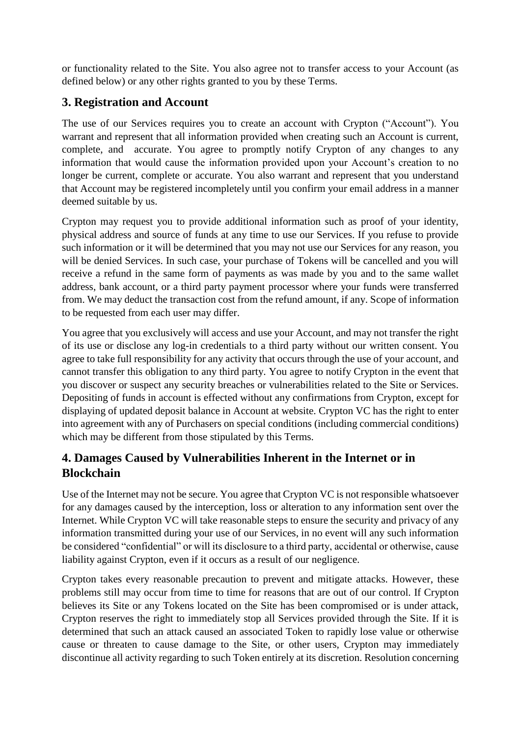or functionality related to the Site. You also agree not to transfer access to your Account (as defined below) or any other rights granted to you by these Terms.

## 3. Registration and Account

The use of our Services requires you to create an account with Crypton ("Account"). You warrant and represent that all information provided when creating such an Account is current, complete, and accurate. You agree to promptly notify Crypton of any changes to any information that would cause the information provided upon your Account's creation to no longer be current, complete or accurate. You also warrant and represent that you understand that Account may be registered incompletely until you confirm your email address in a manner deemed suitable by us.

Crypton may request you to provide additional information such as proof of your identity, physical address and source of funds at any time to use our Services. If you refuse to provide such information or it will be determined that you may not use our Services for any reason, you will be denied Services. In such case, your purchase of Tokens will be cancelled and you will receive a refund in the same form of payments as was made by you and to the same wallet address, bank account, or a third party payment processor where your funds were transferred from. We may deduct the transaction cost from the refund amount, if any. Scope of information to be requested from each user may differ.

You agree that you exclusively will access and use your Account, and may not transfer the right of its use or disclose any log-in credentials to a third party without our written consent. You agree to take full responsibility for any activity that occurs through the use of your account, and cannot transfer this obligation to any third party. You agree to notify Crypton in the event that you discover or suspect any security breaches or vulnerabilities related to the Site or Services. Depositing of funds in account is effected without any confirmations from Crypton, except for displaying of updated deposit balance in Account at website. Crypton VC has the right to enter into agreement with any of Purchasers on special conditions (including commercial conditions) which may be different from those stipulated by this Terms.

## 4. Damages Caused by Vulnerabilities Inherent in the Internet or in Blockchain

Use of the Internet may not be secure. You agree that Crypton VC is not responsible whatsoever for any damages caused by the interception, loss or alteration to any information sent over the Internet. While Crypton VC will take reasonable steps to ensure the security and privacy of any information transmitted during your use of our Services, in no event will any such information be considered "confidential" or will its disclosure to a third party, accidental or otherwise, cause liability against Crypton, even if it occurs as a result of our negligence.

Crypton takes every reasonable precaution to prevent and mitigate attacks. However, these problems still may occur from time to time for reasons that are out of our control. If Crypton believes its Site or any Tokens located on the Site has been compromised or is under attack, Crypton reserves the right to immediately stop all Services provided through the Site. If it is determined that such an attack caused an associated Token to rapidly lose value or otherwise cause or threaten to cause damage to the Site, or other users, Crypton may immediately discontinue all activity regarding to such Token entirely at its discretion. Resolution concerning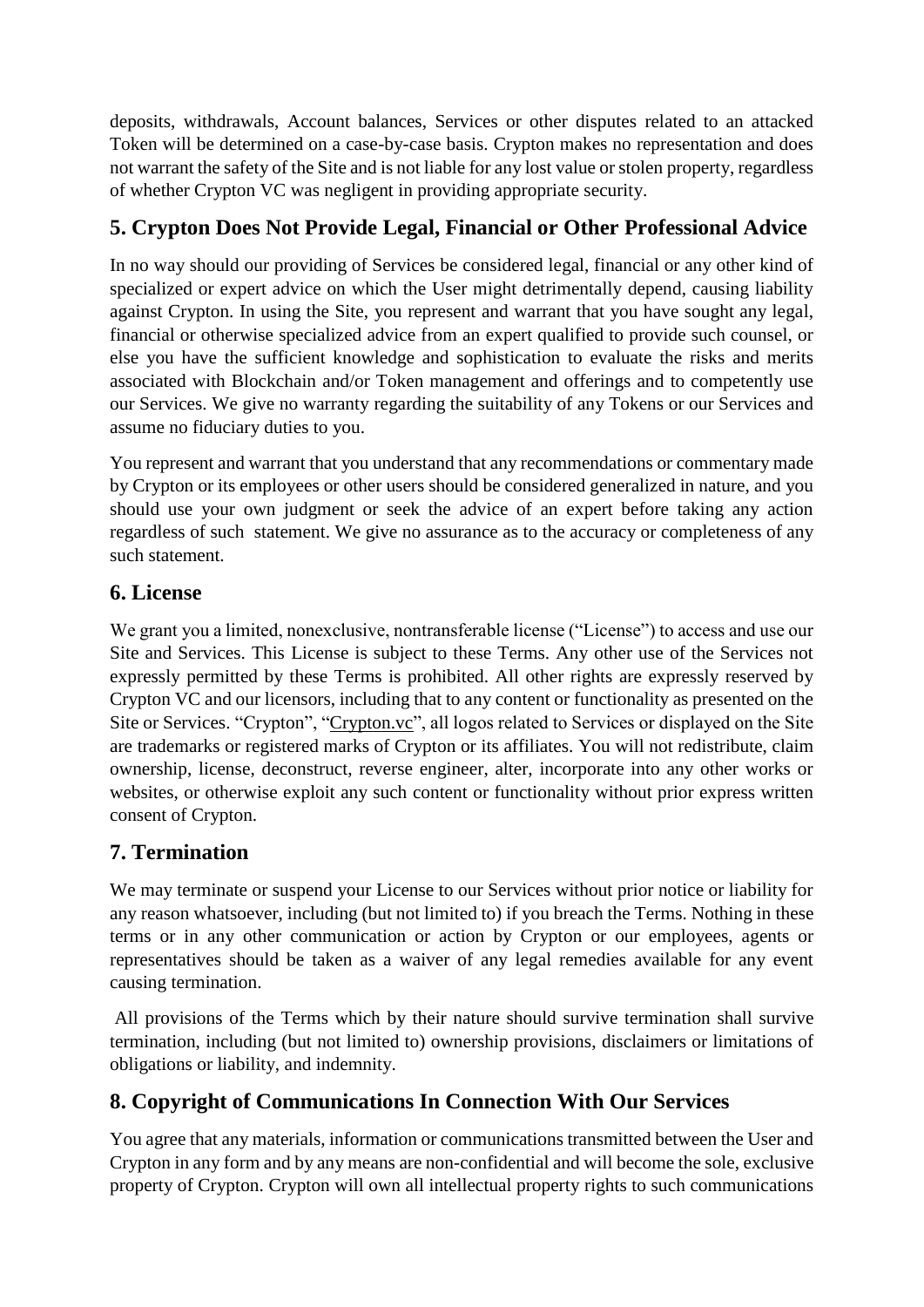deposits, withdrawals, Account balances, Services or other disputes related to an attacked Token will be determined on a case-by-case basis. Crypton makes no representation and does not warrant the safety of the Site and is not liable for any lost value or stolen property, regardless of whether Crypton VC was negligent in providing appropriate security.

## 5. Crypton Does Not Provide Legal, Financial or Other Professional Advice

In no way should our providing of Services be considered legal, financial or any other kind of specialized or expert advice on which the User might detrimentally depend, causing liability against Crypton. In using the Site, you represent and warrant that you have sought any legal, financial or otherwise specialized advice from an expert qualified to provide such counsel, or else you have the sufficient knowledge and sophistication to evaluate the risks and merits associated with Blockchain and/or Token management and offerings and to competently use our Services. We give no warranty regarding the suitability of any Tokens or our Services and assume no fiduciary duties to you.

You represent and warrant that you understand that any recommendations or commentary made by Crypton or its employees or other users should be considered generalized in nature, and you should use your own judgment or seek the advice of an expert before taking any action regardless of such statement. We give no assurance as to the accuracy or completeness of any such statement.

## 6. License

We grant you a limited, nonexclusive, nontransferable license ("License") to access and use our Site and Services. This License is subject to these Terms. Any other use of the Services not expressly permitted by these Terms is prohibited. All other rights are expressly reserved by Crypton VC and our licensors, including that to any content or functionality as presented on the Site or Services. "Crypton", "Crypton.vc", all logos related to Services or displayed on the Site are trademarks or registered marks of Crypton or its affiliates. You will not redistribute, claim ownership, license, deconstruct, reverse engineer, alter, incorporate into any other works or websites, or otherwise exploit any such content or functionality without prior express written consent of Crypton.

## 7. Termination

We may terminate or suspend your License to our Services without prior notice or liability for any reason whatsoever, including (but not limited to) if you breach the Terms. Nothing in these terms or in any other communication or action by Crypton or our employees, agents or representatives should be taken as a waiver of any legal remedies available for any event causing termination.

All provisions of the Terms which by their nature should survive termination shall survive termination, including (but not limited to) ownership provisions, disclaimers or limitations of obligations or liability, and indemnity.

## 8. Copyright of Communications In Connection With Our Services

You agree that any materials, information or communications transmitted between the User and Crypton in any form and by any means are non-confidential and will become the sole, exclusive property of Crypton. Crypton will own all intellectual property rights to such communications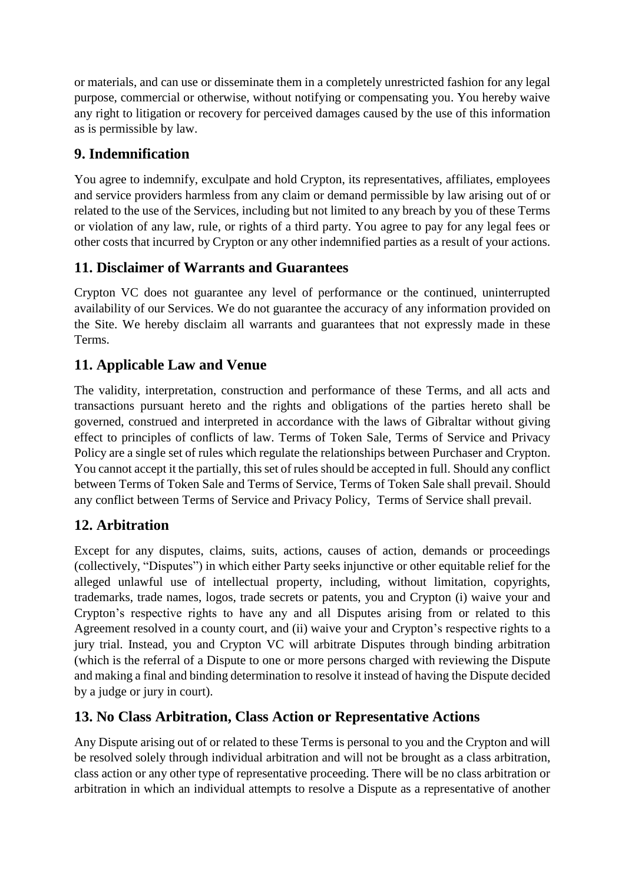or materials, and can use or disseminate them in a completely unrestricted fashion for any legal purpose, commercial or otherwise, without notifying or compensating you. You hereby waive any right to litigation or recovery for perceived damages caused by the use of this information as is permissible by law.

## 9. Indemnification

You agree to indemnify, exculpate and hold Crypton, its representatives, affiliates, employees and service providers harmless from any claim or demand permissible by law arising out of or related to the use of the Services, including but not limited to any breach by you of these Terms or violation of any law, rule, or rights of a third party. You agree to pay for any legal fees or other costs that incurred by Crypton or any other indemnified parties as a result of your actions.

## 11. Disclaimer of Warrants and Guarantees

Crypton VC does not guarantee any level of performance or the continued, uninterrupted availability of our Services. We do not guarantee the accuracy of any information provided on the Site. We hereby disclaim all warrants and guarantees that not expressly made in these Terms.

## 11. Applicable Law and Venue

The validity, interpretation, construction and performance of these Terms, and all acts and transactions pursuant hereto and the rights and obligations of the parties hereto shall be governed, construed and interpreted in accordance with the laws of Gibraltar without giving effect to principles of conflicts of law. Terms of Token Sale, Terms of Service and Privacy Policy are a single set of rules which regulate the relationships between Purchaser and Crypton. You cannot accept it the partially, this set of rules should be accepted in full. Should any conflict between Terms of Token Sale and Terms of Service, Terms of Token Sale shall prevail. Should any conflict between Terms of Service and Privacy Policy, Terms of Service shall prevail.

## 12. Arbitration

Except for any disputes, claims, suits, actions, causes of action, demands or proceedings (collectively, "Disputes") in which either Party seeks injunctive or other equitable relief for the alleged unlawful use of intellectual property, including, without limitation, copyrights, trademarks, trade names, logos, trade secrets or patents, you and Crypton (i) waive your and Crypton's respective rights to have any and all Disputes arising from or related to this Agreement resolved in a county court, and (ii) waive your and Crypton's respective rights to a jury trial. Instead, you and Crypton VC will arbitrate Disputes through binding arbitration (which is the referral of a Dispute to one or more persons charged with reviewing the Dispute and making a final and binding determination to resolve it instead of having the Dispute decided by a judge or jury in court).

## 13. No Class Arbitration, Class Action or Representative Actions

Any Dispute arising out of or related to these Terms is personal to you and the Crypton and will be resolved solely through individual arbitration and will not be brought as a class arbitration, class action or any other type of representative proceeding. There will be no class arbitration or arbitration in which an individual attempts to resolve a Dispute as a representative of another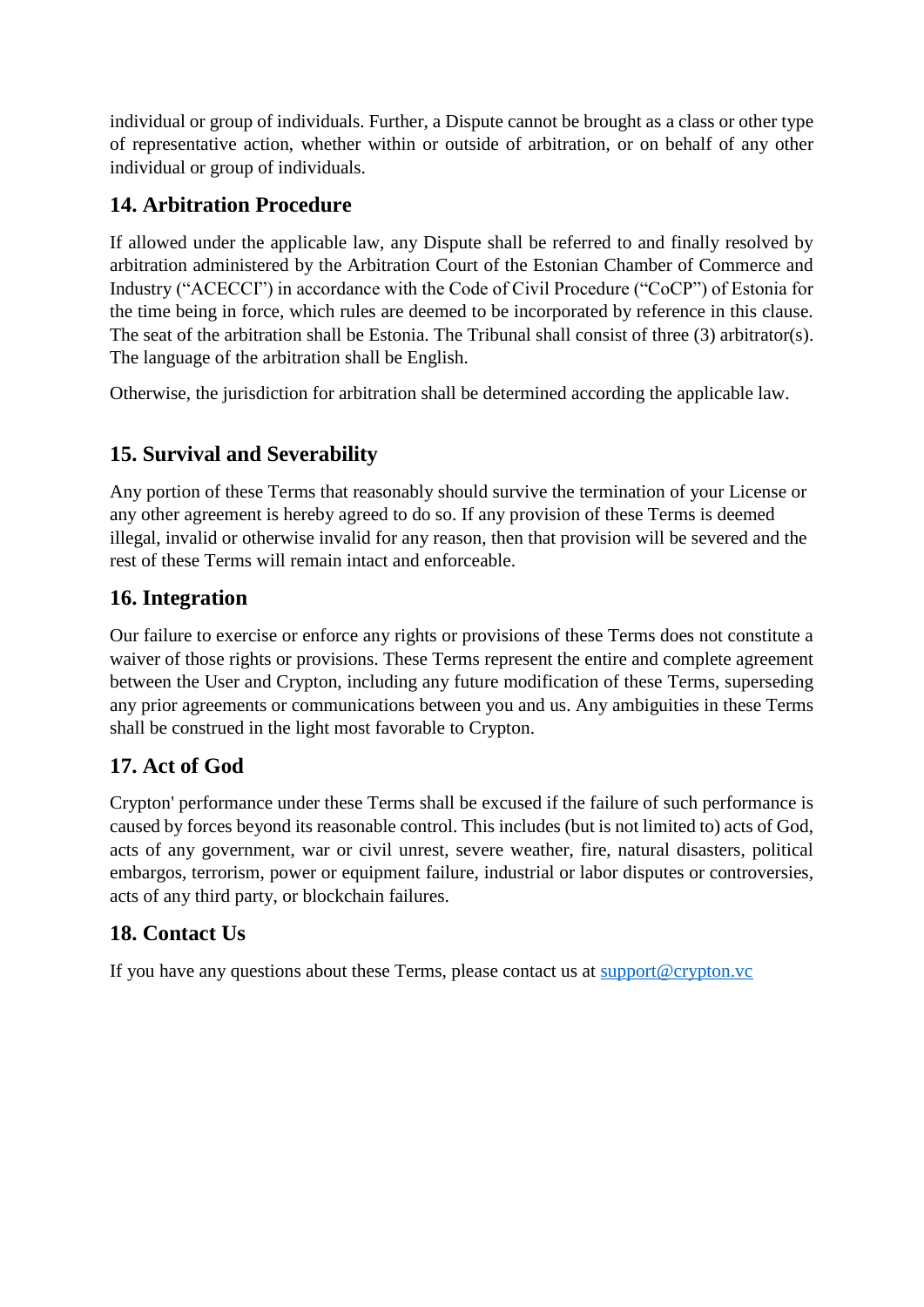individual or group of individuals. Further, a Dispute cannot be brought as a class or other type of representative action, whether within or outside of arbitration, or on behalf of any other individual or group of individuals.

## 14. Arbitration Procedure

If allowed under the applicable law, any Dispute shall be referred to and finally resolved by arbitration administered by the Arbitration Court of the Estonian Chamber of Commerce and Industry ("ACECCI") in accordance with the Code of Civil Procedure ("CoCP") of Estonia for the time being in force, which rules are deemed to be incorporated by reference in this clause. The seat of the arbitration shall be Estonia. The Tribunal shall consist of three (3) arbitrator(s). The language of the arbitration shall be English.

Otherwise, the jurisdiction for arbitration shall be determined according the applicable law.

## 15. Survival and Severability

Any portion of these Terms that reasonably should survive the termination of your License or any other agreement is hereby agreed to do so. If any provision of these Terms is deemed illegal, invalid or otherwise invalid for any reason, then that provision will be severed and the rest of these Terms will remain intact and enforceable.

## 16. Integration

Our failure to exercise or enforce any rights or provisions of these Terms does not constitute a waiver of those rights or provisions. These Terms represent the entire and complete agreement between the User and Crypton, including any future modification of these Terms, superseding any prior agreements or communications between you and us. Any ambiguities in these Terms shall be construed in the light most favorable to Crypton.

## 17. Act of God

Crypton' performance under these Terms shall be excused if the failure of such performance is caused by forces beyond its reasonable control. This includes (but is not limited to) acts of God, acts of any government, war or civil unrest, severe weather, fire, natural disasters, political embargos, terrorism, power or equipment failure, industrial or labor disputes or controversies, acts of any third party, or blockchain failures.

## 18. Contact Us

If you have any questions about these Terms, please contact us at [support@crypton.vc](mailto:support@crypton.vc)